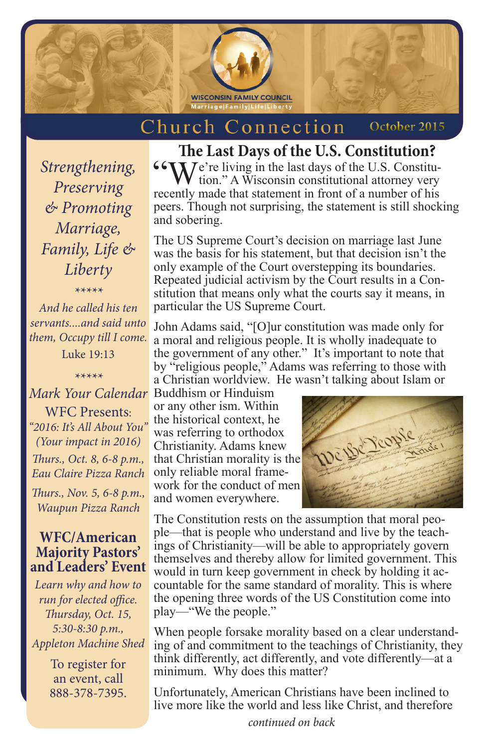WISCONSIN FAMILY COUNCIL
Marriage|Family|Life|Liberty

# Church Connection

October 2015

*Strengthening, Preserving & Promoting Marriage, Family, Life & Liberty*

*****

*And he called his ten servants....and said unto them, Occupy till I come.*
Luke 19:13

*****

*Mark Your Calendar*

WFC Presents:
*"2016: It's All About You" (Your impact in 2016)*

*Thurs., Oct. 8, 6-8 p.m., Eau Claire Pizza Ranch*

*Thurs., Nov. 5, 6-8 p.m., Waupun Pizza Ranch*

**WFC/American Majority Pastors' and Leaders' Event**

*Learn why and how to run for elected office. Thursday, Oct. 15, 5:30-8:30 p.m., Appleton Machine Shed*

To register for an event, call 888-378-7395.

## The Last Days of the U.S. Constitution?

"We're living in the last days of the U.S. Constitution." A Wisconsin constitutional attorney very recently made that statement in front of a number of his peers. Though not surprising, the statement is still shocking and sobering.

The US Supreme Court's decision on marriage last June was the basis for his statement, but that decision isn't the only example of the Court overstepping its boundaries. Repeated judicial activism by the Court results in a Constitution that means only what the courts say it means, in particular the US Supreme Court.

John Adams said, "[O]ur constitution was made only for a moral and religious people. It is wholly inadequate to the government of any other." It's important to note that by "religious people," Adams was referring to those with a Christian worldview. He wasn't talking about Islam or Buddhism or Hinduism or any other ism. Within the historical context, he was referring to orthodox Christianity. Adams knew that Christian morality is the only reliable moral framework for the conduct of men and women everywhere.

The Constitution rests on the assumption that moral people—that is people who understand and live by the teachings of Christianity—will be able to appropriately govern themselves and thereby allow for limited government. This would in turn keep government in check by holding it accountable for the same standard of morality. This is where the opening three words of the US Constitution come into play—"We the people."

When people forsake morality based on a clear understanding of and commitment to the teachings of Christianity, they think differently, act differently, and vote differently—at a minimum. Why does this matter?

Unfortunately, American Christians have been inclined to live more like the world and less like Christ, and therefore

*continued on back*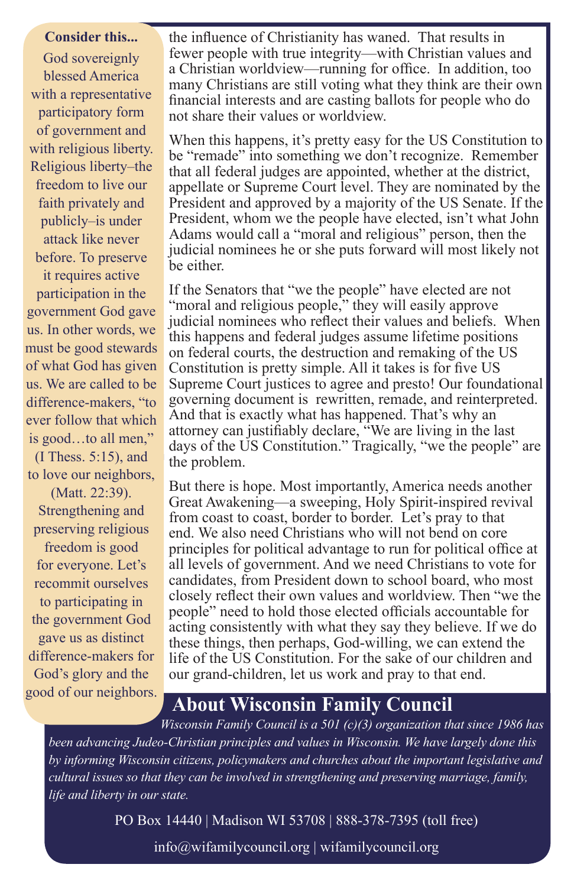**Consider this...**

God sovereignly blessed America with a representative participatory form of government and with religious liberty. Religious liberty–the freedom to live our faith privately and publicly–is under attack like never before. To preserve it requires active participation in the government God gave us. In other words, we must be good stewards of what God has given us. We are called to be difference-makers, "to ever follow that which is good…to all men," (I Thess. 5:15), and to love our neighbors, (Matt. 22:39). Strengthening and preserving religious freedom is good for everyone. Let's recommit ourselves to participating in the government God gave us as distinct difference-makers for God's glory and the good of our neighbors.

the influence of Christianity has waned. That results in fewer people with true integrity—with Christian values and a Christian worldview—running for office. In addition, too many Christians are still voting what they think are their own financial interests and are casting ballots for people who do not share their values or worldview.

When this happens, it's pretty easy for the US Constitution to be "remade" into something we don't recognize. Remember that all federal judges are appointed, whether at the district, appellate or Supreme Court level. They are nominated by the President and approved by a majority of the US Senate. If the President, whom we the people have elected, isn't what John Adams would call a "moral and religious" person, then the judicial nominees he or she puts forward will most likely not be either.

If the Senators that "we the people" have elected are not "moral and religious people," they will easily approve judicial nominees who reflect their values and beliefs. When this happens and federal judges assume lifetime positions on federal courts, the destruction and remaking of the US Constitution is pretty simple. All it takes is for five US Supreme Court justices to agree and presto! Our foundational governing document is rewritten, remade, and reinterpreted. And that is exactly what has happened. That's why an attorney can justifiably declare, "We are living in the last days of the US Constitution." Tragically, "we the people" are the problem.

But there is hope. Most importantly, America needs another Great Awakening—a sweeping, Holy Spirit-inspired revival from coast to coast, border to border. Let's pray to that end. We also need Christians who will not bend on core principles for political advantage to run for political office at all levels of government. And we need Christians to vote for candidates, from President down to school board, who most closely reflect their own values and worldview. Then "we the people" need to hold those elected officials accountable for acting consistently with what they say they believe. If we do these things, then perhaps, God-willing, we can extend the life of the US Constitution. For the sake of our children and our grand-children, let us work and pray to that end.

## About Wisconsin Family Council

*Wisconsin Family Council is a 501 (c)(3) organization that since 1986 has been advancing Judeo-Christian principles and values in Wisconsin. We have largely done this by informing Wisconsin citizens, policymakers and churches about the important legislative and cultural issues so that they can be involved in strengthening and preserving marriage, family, life and liberty in our state.*

PO Box 14440 | Madison WI 53708 | 888-378-7395 (toll free)

info@wifamilycouncil.org | wifamilycouncil.org